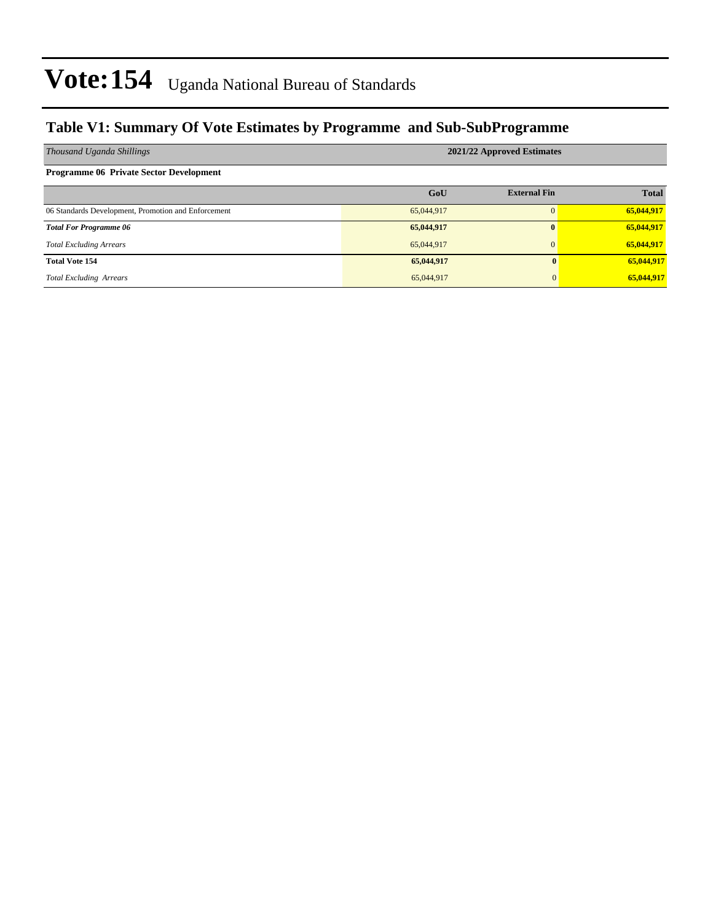# Vote:154 Uganda National Bureau of Standards

## Table V1: Summary Of Vote Estimates by Programme and Sub-SubProgramme

| *Thousand Uganda Shillings* | 2021/22 Approved Estimates | | |
|---|---|---|---|
| **Programme 06 Private Sector Development** | | | |
| | **GoU** | **External Fin** | **Total** |
| 06 Standards Development, Promotion and Enforcement | 65,044,917 | 0 | **65,044,917** |
| ***Total For Programme 06*** | **65,044,917** | **0** | **65,044,917** |
| *Total Excluding Arrears* | 65,044,917 | 0 | **65,044,917** |
| **Total Vote 154** | **65,044,917** | **0** | **65,044,917** |
| *Total Excluding Arrears* | 65,044,917 | 0 | **65,044,917** |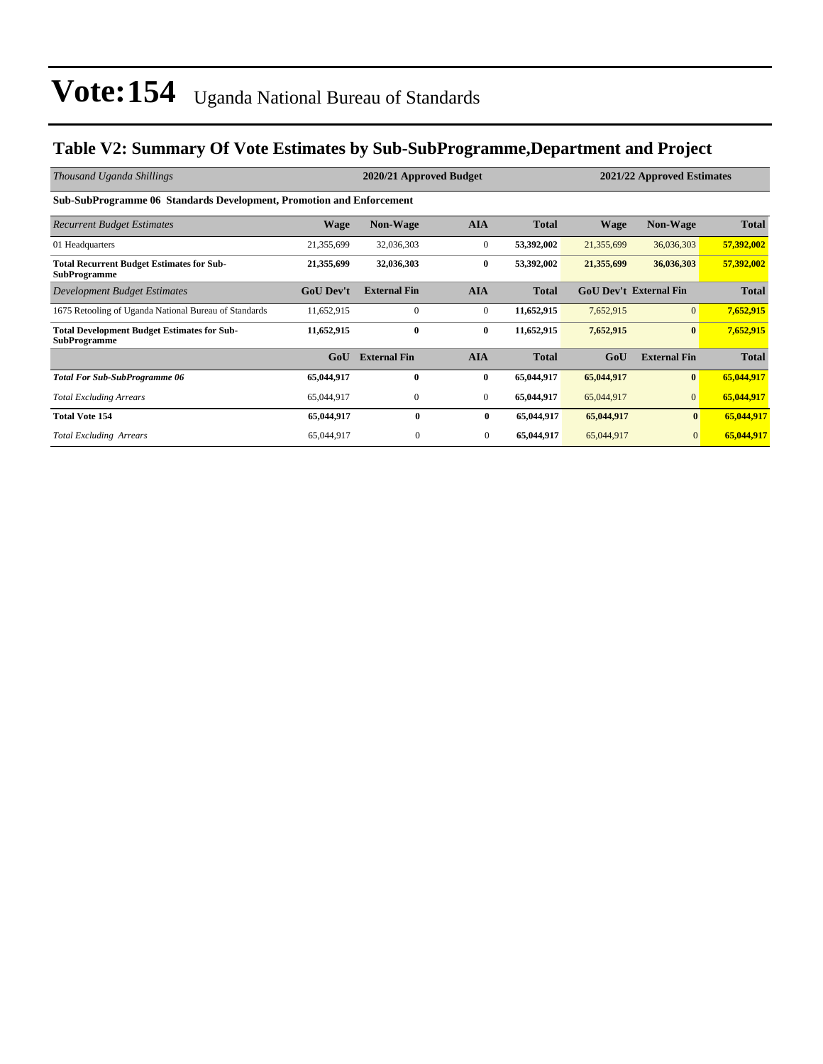# Vote:154 Uganda National Bureau of Standards

## Table V2: Summary Of Vote Estimates by Sub-SubProgramme,Department and Project

| *Thousand Uganda Shillings* | 2020/21 Approved Budget | | | | 2021/22 Approved Estimates | | |
|---|---|---|---|---|---|---|---|
| **Sub-SubProgramme 06 Standards Development, Promotion and Enforcement** | | | | | | | |
| *Recurrent Budget Estimates* | **Wage** | **Non-Wage** | **AIA** | **Total** | **Wage** | **Non-Wage** | **Total** |
| 01 Headquarters | 21,355,699 | 32,036,303 | 0 | **53,392,002** | 21,355,699 | 36,036,303 | **57,392,002** |
| **Total Recurrent Budget Estimates for Sub-SubProgramme** | **21,355,699** | **32,036,303** | **0** | **53,392,002** | **21,355,699** | **36,036,303** | **57,392,002** |
| *Development Budget Estimates* | **GoU Dev't** | **External Fin** | **AIA** | **Total** | **GoU Dev't** | **External Fin** | **Total** |
| 1675 Retooling of Uganda National Bureau of Standards | 11,652,915 | 0 | 0 | **11,652,915** | 7,652,915 | 0 | **7,652,915** |
| **Total Development Budget Estimates for Sub-SubProgramme** | **11,652,915** | **0** | **0** | **11,652,915** | **7,652,915** | **0** | **7,652,915** |
| | **GoU** | **External Fin** | **AIA** | **Total** | **GoU** | **External Fin** | **Total** |
| ***Total For Sub-SubProgramme 06*** | **65,044,917** | **0** | **0** | **65,044,917** | **65,044,917** | **0** | **65,044,917** |
| *Total Excluding Arrears* | 65,044,917 | 0 | 0 | **65,044,917** | 65,044,917 | 0 | **65,044,917** |
| **Total Vote 154** | **65,044,917** | **0** | **0** | **65,044,917** | **65,044,917** | **0** | **65,044,917** |
| *Total Excluding Arrears* | 65,044,917 | 0 | 0 | **65,044,917** | 65,044,917 | 0 | **65,044,917** |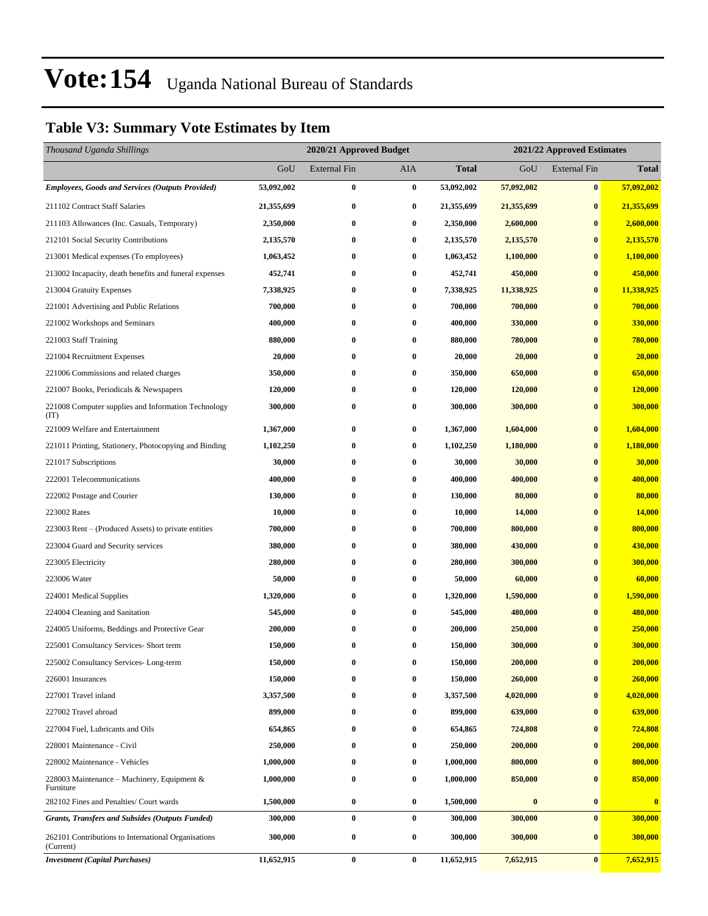# Vote:154 Uganda National Bureau of Standards

## Table V3: Summary Vote Estimates by Item

| *Thousand Uganda Shillings* | 2020/21 Approved Budget | | | | 2021/22 Approved Estimates | | |
|---|---|---|---|---|---|---|---|
| | GoU | External Fin | AIA | **Total** | GoU | External Fin | **Total** |
| ***Employees, Goods and Services (Outputs Provided)*** | **53,092,002** | **0** | **0** | **53,092,002** | **57,092,002** | **0** | **57,092,002** |
| 211102 Contract Staff Salaries | **21,355,699** | **0** | **0** | **21,355,699** | **21,355,699** | **0** | **21,355,699** |
| 211103 Allowances (Inc. Casuals, Temporary) | **2,350,000** | **0** | **0** | **2,350,000** | **2,600,000** | **0** | **2,600,000** |
| 212101 Social Security Contributions | **2,135,570** | **0** | **0** | **2,135,570** | **2,135,570** | **0** | **2,135,570** |
| 213001 Medical expenses (To employees) | **1,063,452** | **0** | **0** | **1,063,452** | **1,100,000** | **0** | **1,100,000** |
| 213002 Incapacity, death benefits and funeral expenses | **452,741** | **0** | **0** | **452,741** | **450,000** | **0** | **450,000** |
| 213004 Gratuity Expenses | **7,338,925** | **0** | **0** | **7,338,925** | **11,338,925** | **0** | **11,338,925** |
| 221001 Advertising and Public Relations | **700,000** | **0** | **0** | **700,000** | **700,000** | **0** | **700,000** |
| 221002 Workshops and Seminars | **400,000** | **0** | **0** | **400,000** | **330,000** | **0** | **330,000** |
| 221003 Staff Training | **880,000** | **0** | **0** | **880,000** | **780,000** | **0** | **780,000** |
| 221004 Recruitment Expenses | **20,000** | **0** | **0** | **20,000** | **20,000** | **0** | **20,000** |
| 221006 Commissions and related charges | **350,000** | **0** | **0** | **350,000** | **650,000** | **0** | **650,000** |
| 221007 Books, Periodicals & Newspapers | **120,000** | **0** | **0** | **120,000** | **120,000** | **0** | **120,000** |
| 221008 Computer supplies and Information Technology (IT) | **300,000** | **0** | **0** | **300,000** | **300,000** | **0** | **300,000** |
| 221009 Welfare and Entertainment | **1,367,000** | **0** | **0** | **1,367,000** | **1,604,000** | **0** | **1,604,000** |
| 221011 Printing, Stationery, Photocopying and Binding | **1,102,250** | **0** | **0** | **1,102,250** | **1,180,000** | **0** | **1,180,000** |
| 221017 Subscriptions | **30,000** | **0** | **0** | **30,000** | **30,000** | **0** | **30,000** |
| 222001 Telecommunications | **400,000** | **0** | **0** | **400,000** | **400,000** | **0** | **400,000** |
| 222002 Postage and Courier | **130,000** | **0** | **0** | **130,000** | **80,000** | **0** | **80,000** |
| 223002 Rates | **10,000** | **0** | **0** | **10,000** | **14,000** | **0** | **14,000** |
| 223003 Rent – (Produced Assets) to private entities | **700,000** | **0** | **0** | **700,000** | **800,000** | **0** | **800,000** |
| 223004 Guard and Security services | **380,000** | **0** | **0** | **380,000** | **430,000** | **0** | **430,000** |
| 223005 Electricity | **280,000** | **0** | **0** | **280,000** | **300,000** | **0** | **300,000** |
| 223006 Water | **50,000** | **0** | **0** | **50,000** | **60,000** | **0** | **60,000** |
| 224001 Medical Supplies | **1,320,000** | **0** | **0** | **1,320,000** | **1,590,000** | **0** | **1,590,000** |
| 224004 Cleaning and Sanitation | **545,000** | **0** | **0** | **545,000** | **480,000** | **0** | **480,000** |
| 224005 Uniforms, Beddings and Protective Gear | **200,000** | **0** | **0** | **200,000** | **250,000** | **0** | **250,000** |
| 225001 Consultancy Services- Short term | **150,000** | **0** | **0** | **150,000** | **300,000** | **0** | **300,000** |
| 225002 Consultancy Services- Long-term | **150,000** | **0** | **0** | **150,000** | **200,000** | **0** | **200,000** |
| 226001 Insurances | **150,000** | **0** | **0** | **150,000** | **260,000** | **0** | **260,000** |
| 227001 Travel inland | **3,357,500** | **0** | **0** | **3,357,500** | **4,020,000** | **0** | **4,020,000** |
| 227002 Travel abroad | **899,000** | **0** | **0** | **899,000** | **639,000** | **0** | **639,000** |
| 227004 Fuel, Lubricants and Oils | **654,865** | **0** | **0** | **654,865** | **724,808** | **0** | **724,808** |
| 228001 Maintenance - Civil | **250,000** | **0** | **0** | **250,000** | **200,000** | **0** | **200,000** |
| 228002 Maintenance - Vehicles | **1,000,000** | **0** | **0** | **1,000,000** | **800,000** | **0** | **800,000** |
| 228003 Maintenance – Machinery, Equipment & Furniture | **1,000,000** | **0** | **0** | **1,000,000** | **850,000** | **0** | **850,000** |
| 282102 Fines and Penalties/ Court wards | **1,500,000** | **0** | **0** | **1,500,000** | **0** | **0** | **0** |
| ***Grants, Transfers and Subsides (Outputs Funded)*** | **300,000** | **0** | **0** | **300,000** | **300,000** | **0** | **300,000** |
| 262101 Contributions to International Organisations (Current) | **300,000** | **0** | **0** | **300,000** | **300,000** | **0** | **300,000** |
| ***Investment (Capital Purchases)*** | **11,652,915** | **0** | **0** | **11,652,915** | **7,652,915** | **0** | **7,652,915** |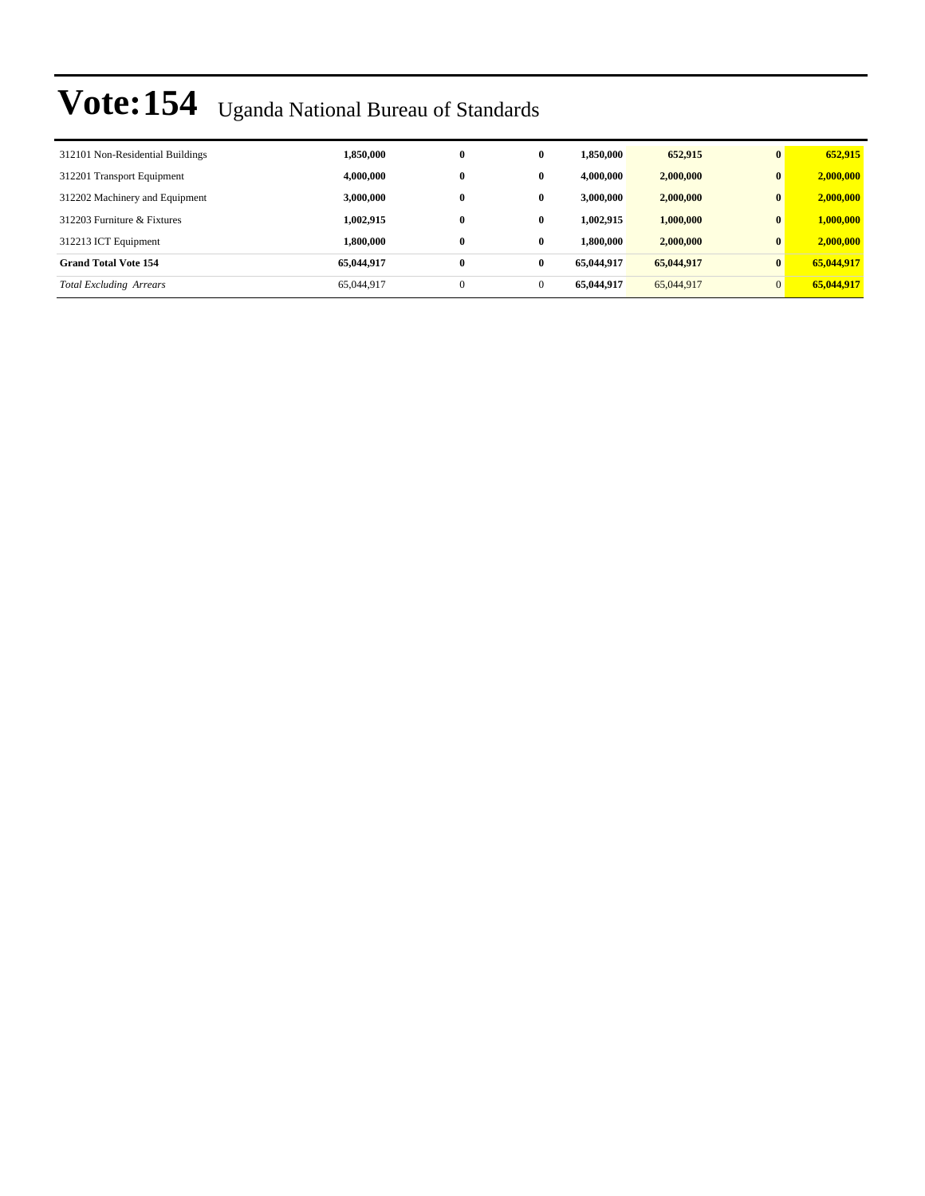# Vote:154 Uganda National Bureau of Standards

| | | | | | | | |
|---|---|---|---|---|---|---|---|
| 312101 Non-Residential Buildings | **1,850,000** | **0** | **0** | **1,850,000** | **652,915** | **0** | **652,915** |
| 312201 Transport Equipment | **4,000,000** | **0** | **0** | **4,000,000** | **2,000,000** | **0** | **2,000,000** |
| 312202 Machinery and Equipment | **3,000,000** | **0** | **0** | **3,000,000** | **2,000,000** | **0** | **2,000,000** |
| 312203 Furniture & Fixtures | **1,002,915** | **0** | **0** | **1,002,915** | **1,000,000** | **0** | **1,000,000** |
| 312213 ICT Equipment | **1,800,000** | **0** | **0** | **1,800,000** | **2,000,000** | **0** | **2,000,000** |
| **Grand Total Vote 154** | **65,044,917** | **0** | **0** | **65,044,917** | **65,044,917** | **0** | **65,044,917** |
| *Total Excluding Arrears* | 65,044,917 | 0 | 0 | **65,044,917** | 65,044,917 | 0 | **65,044,917** |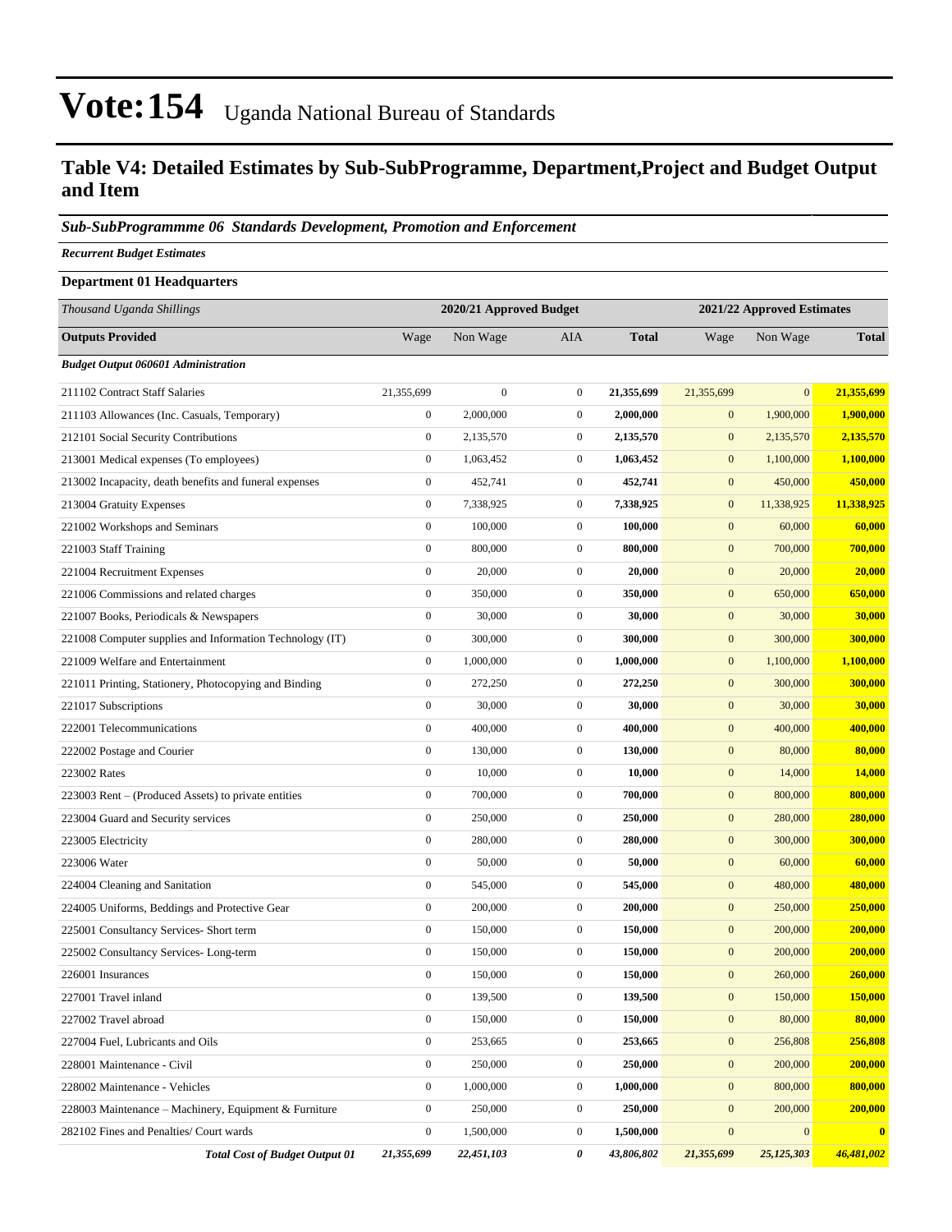# Vote:154 Uganda National Bureau of Standards

## Table V4: Detailed Estimates by Sub-SubProgramme, Department,Project and Budget Output and Item

### *Sub-SubProgrammme 06 Standards Development, Promotion and Enforcement*

***Recurrent Budget Estimates***

**Department 01 Headquarters**

| *Thousand Uganda Shillings* | 2020/21 Approved Budget | | | | 2021/22 Approved Estimates | | |
|---|---|---|---|---|---|---|---|
| **Outputs Provided** | Wage | Non Wage | AIA | **Total** | Wage | Non Wage | **Total** |
| ***Budget Output 060601 Administration*** | | | | | | | |
| 211102 Contract Staff Salaries | 21,355,699 | 0 | 0 | **21,355,699** | 21,355,699 | 0 | **21,355,699** |
| 211103 Allowances (Inc. Casuals, Temporary) | 0 | 2,000,000 | 0 | **2,000,000** | 0 | 1,900,000 | **1,900,000** |
| 212101 Social Security Contributions | 0 | 2,135,570 | 0 | **2,135,570** | 0 | 2,135,570 | **2,135,570** |
| 213001 Medical expenses (To employees) | 0 | 1,063,452 | 0 | **1,063,452** | 0 | 1,100,000 | **1,100,000** |
| 213002 Incapacity, death benefits and funeral expenses | 0 | 452,741 | 0 | **452,741** | 0 | 450,000 | **450,000** |
| 213004 Gratuity Expenses | 0 | 7,338,925 | 0 | **7,338,925** | 0 | 11,338,925 | **11,338,925** |
| 221002 Workshops and Seminars | 0 | 100,000 | 0 | **100,000** | 0 | 60,000 | **60,000** |
| 221003 Staff Training | 0 | 800,000 | 0 | **800,000** | 0 | 700,000 | **700,000** |
| 221004 Recruitment Expenses | 0 | 20,000 | 0 | **20,000** | 0 | 20,000 | **20,000** |
| 221006 Commissions and related charges | 0 | 350,000 | 0 | **350,000** | 0 | 650,000 | **650,000** |
| 221007 Books, Periodicals & Newspapers | 0 | 30,000 | 0 | **30,000** | 0 | 30,000 | **30,000** |
| 221008 Computer supplies and Information Technology (IT) | 0 | 300,000 | 0 | **300,000** | 0 | 300,000 | **300,000** |
| 221009 Welfare and Entertainment | 0 | 1,000,000 | 0 | **1,000,000** | 0 | 1,100,000 | **1,100,000** |
| 221011 Printing, Stationery, Photocopying and Binding | 0 | 272,250 | 0 | **272,250** | 0 | 300,000 | **300,000** |
| 221017 Subscriptions | 0 | 30,000 | 0 | **30,000** | 0 | 30,000 | **30,000** |
| 222001 Telecommunications | 0 | 400,000 | 0 | **400,000** | 0 | 400,000 | **400,000** |
| 222002 Postage and Courier | 0 | 130,000 | 0 | **130,000** | 0 | 80,000 | **80,000** |
| 223002 Rates | 0 | 10,000 | 0 | **10,000** | 0 | 14,000 | **14,000** |
| 223003 Rent – (Produced Assets) to private entities | 0 | 700,000 | 0 | **700,000** | 0 | 800,000 | **800,000** |
| 223004 Guard and Security services | 0 | 250,000 | 0 | **250,000** | 0 | 280,000 | **280,000** |
| 223005 Electricity | 0 | 280,000 | 0 | **280,000** | 0 | 300,000 | **300,000** |
| 223006 Water | 0 | 50,000 | 0 | **50,000** | 0 | 60,000 | **60,000** |
| 224004 Cleaning and Sanitation | 0 | 545,000 | 0 | **545,000** | 0 | 480,000 | **480,000** |
| 224005 Uniforms, Beddings and Protective Gear | 0 | 200,000 | 0 | **200,000** | 0 | 250,000 | **250,000** |
| 225001 Consultancy Services- Short term | 0 | 150,000 | 0 | **150,000** | 0 | 200,000 | **200,000** |
| 225002 Consultancy Services- Long-term | 0 | 150,000 | 0 | **150,000** | 0 | 200,000 | **200,000** |
| 226001 Insurances | 0 | 150,000 | 0 | **150,000** | 0 | 260,000 | **260,000** |
| 227001 Travel inland | 0 | 139,500 | 0 | **139,500** | 0 | 150,000 | **150,000** |
| 227002 Travel abroad | 0 | 150,000 | 0 | **150,000** | 0 | 80,000 | **80,000** |
| 227004 Fuel, Lubricants and Oils | 0 | 253,665 | 0 | **253,665** | 0 | 256,808 | **256,808** |
| 228001 Maintenance - Civil | 0 | 250,000 | 0 | **250,000** | 0 | 200,000 | **200,000** |
| 228002 Maintenance - Vehicles | 0 | 1,000,000 | 0 | **1,000,000** | 0 | 800,000 | **800,000** |
| 228003 Maintenance – Machinery, Equipment & Furniture | 0 | 250,000 | 0 | **250,000** | 0 | 200,000 | **200,000** |
| 282102 Fines and Penalties/ Court wards | 0 | 1,500,000 | 0 | **1,500,000** | 0 | 0 | **0** |
| ***Total Cost of Budget Output 01*** | ***21,355,699*** | ***22,451,103*** | ***0*** | ***43,806,802*** | ***21,355,699*** | ***25,125,303*** | ***46,481,002*** |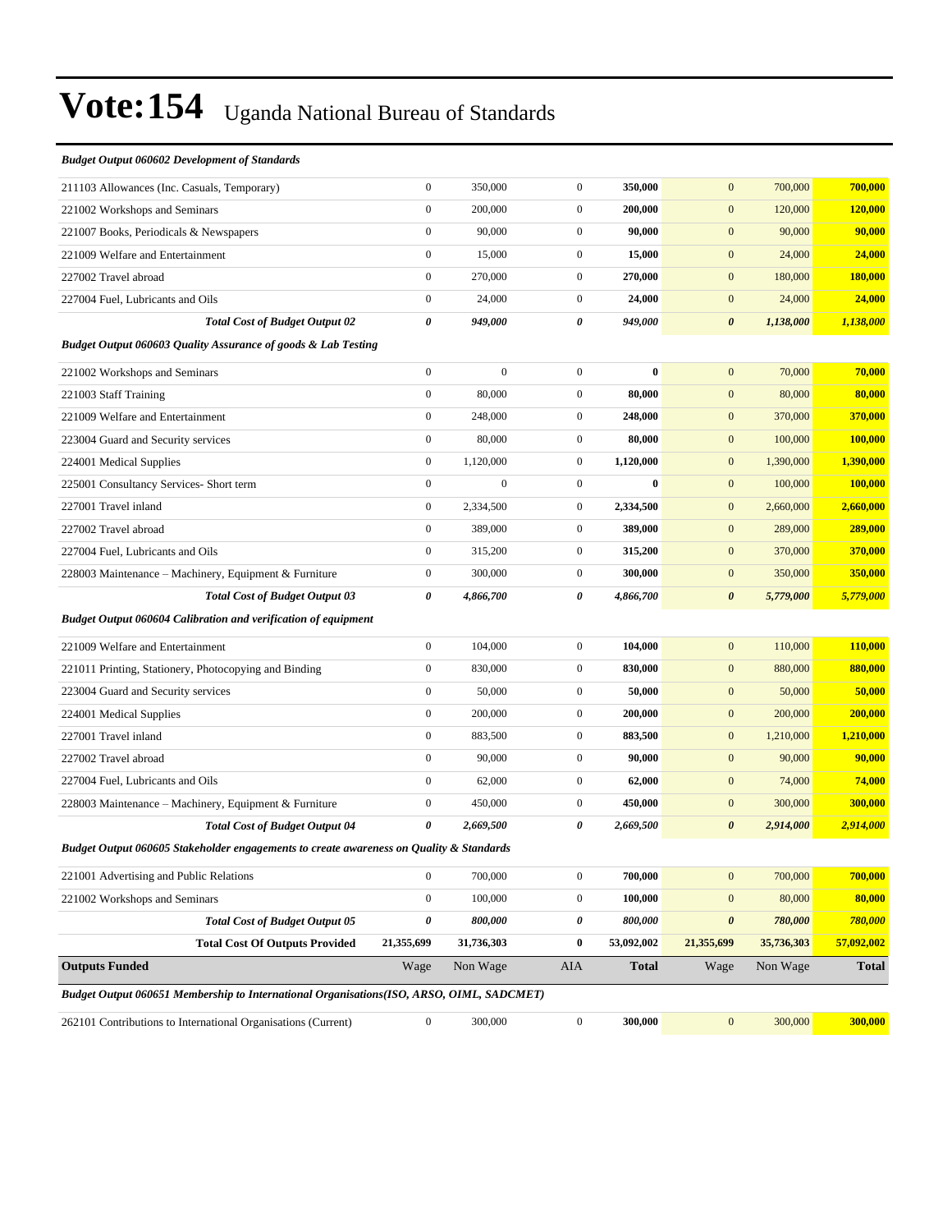# Vote:154 Uganda National Bureau of Standards

***Budget Output 060602 Development of Standards***

| | | | | | | | |
|---|---|---|---|---|---|---|---|
| 211103 Allowances (Inc. Casuals, Temporary) | 0 | 350,000 | 0 | **350,000** | 0 | 700,000 | **700,000** |
| 221002 Workshops and Seminars | 0 | 200,000 | 0 | **200,000** | 0 | 120,000 | **120,000** |
| 221007 Books, Periodicals & Newspapers | 0 | 90,000 | 0 | **90,000** | 0 | 90,000 | **90,000** |
| 221009 Welfare and Entertainment | 0 | 15,000 | 0 | **15,000** | 0 | 24,000 | **24,000** |
| 227002 Travel abroad | 0 | 270,000 | 0 | **270,000** | 0 | 180,000 | **180,000** |
| 227004 Fuel, Lubricants and Oils | 0 | 24,000 | 0 | **24,000** | 0 | 24,000 | **24,000** |
| ***Total Cost of Budget Output 02*** | ***0*** | ***949,000*** | ***0*** | ***949,000*** | ***0*** | ***1,138,000*** | ***1,138,000*** |
| ***Budget Output 060603 Quality Assurance of goods & Lab Testing*** | | | | | | | |
| 221002 Workshops and Seminars | 0 | 0 | 0 | **0** | 0 | 70,000 | **70,000** |
| 221003 Staff Training | 0 | 80,000 | 0 | **80,000** | 0 | 80,000 | **80,000** |
| 221009 Welfare and Entertainment | 0 | 248,000 | 0 | **248,000** | 0 | 370,000 | **370,000** |
| 223004 Guard and Security services | 0 | 80,000 | 0 | **80,000** | 0 | 100,000 | **100,000** |
| 224001 Medical Supplies | 0 | 1,120,000 | 0 | **1,120,000** | 0 | 1,390,000 | **1,390,000** |
| 225001 Consultancy Services- Short term | 0 | 0 | 0 | **0** | 0 | 100,000 | **100,000** |
| 227001 Travel inland | 0 | 2,334,500 | 0 | **2,334,500** | 0 | 2,660,000 | **2,660,000** |
| 227002 Travel abroad | 0 | 389,000 | 0 | **389,000** | 0 | 289,000 | **289,000** |
| 227004 Fuel, Lubricants and Oils | 0 | 315,200 | 0 | **315,200** | 0 | 370,000 | **370,000** |
| 228003 Maintenance – Machinery, Equipment & Furniture | 0 | 300,000 | 0 | **300,000** | 0 | 350,000 | **350,000** |
| ***Total Cost of Budget Output 03*** | ***0*** | ***4,866,700*** | ***0*** | ***4,866,700*** | ***0*** | ***5,779,000*** | ***5,779,000*** |
| ***Budget Output 060604 Calibration and verification of equipment*** | | | | | | | |
| 221009 Welfare and Entertainment | 0 | 104,000 | 0 | **104,000** | 0 | 110,000 | **110,000** |
| 221011 Printing, Stationery, Photocopying and Binding | 0 | 830,000 | 0 | **830,000** | 0 | 880,000 | **880,000** |
| 223004 Guard and Security services | 0 | 50,000 | 0 | **50,000** | 0 | 50,000 | **50,000** |
| 224001 Medical Supplies | 0 | 200,000 | 0 | **200,000** | 0 | 200,000 | **200,000** |
| 227001 Travel inland | 0 | 883,500 | 0 | **883,500** | 0 | 1,210,000 | **1,210,000** |
| 227002 Travel abroad | 0 | 90,000 | 0 | **90,000** | 0 | 90,000 | **90,000** |
| 227004 Fuel, Lubricants and Oils | 0 | 62,000 | 0 | **62,000** | 0 | 74,000 | **74,000** |
| 228003 Maintenance – Machinery, Equipment & Furniture | 0 | 450,000 | 0 | **450,000** | 0 | 300,000 | **300,000** |
| ***Total Cost of Budget Output 04*** | ***0*** | ***2,669,500*** | ***0*** | ***2,669,500*** | ***0*** | ***2,914,000*** | ***2,914,000*** |
| ***Budget Output 060605 Stakeholder engagements to create awareness on Quality & Standards*** | | | | | | | |
| 221001 Advertising and Public Relations | 0 | 700,000 | 0 | **700,000** | 0 | 700,000 | **700,000** |
| 221002 Workshops and Seminars | 0 | 100,000 | 0 | **100,000** | 0 | 80,000 | **80,000** |
| ***Total Cost of Budget Output 05*** | ***0*** | ***800,000*** | ***0*** | ***800,000*** | ***0*** | ***780,000*** | ***780,000*** |
| **Total Cost Of Outputs Provided** | **21,355,699** | **31,736,303** | **0** | **53,092,002** | **21,355,699** | **35,736,303** | **57,092,002** |
| **Outputs Funded** | Wage | Non Wage | AIA | **Total** | Wage | Non Wage | **Total** |
| ***Budget Output 060651 Membership to International Organisations(ISO, ARSO, OIML, SADCMET)*** | | | | | | | |
| 262101 Contributions to International Organisations (Current) | 0 | 300,000 | 0 | **300,000** | 0 | 300,000 | **300,000** |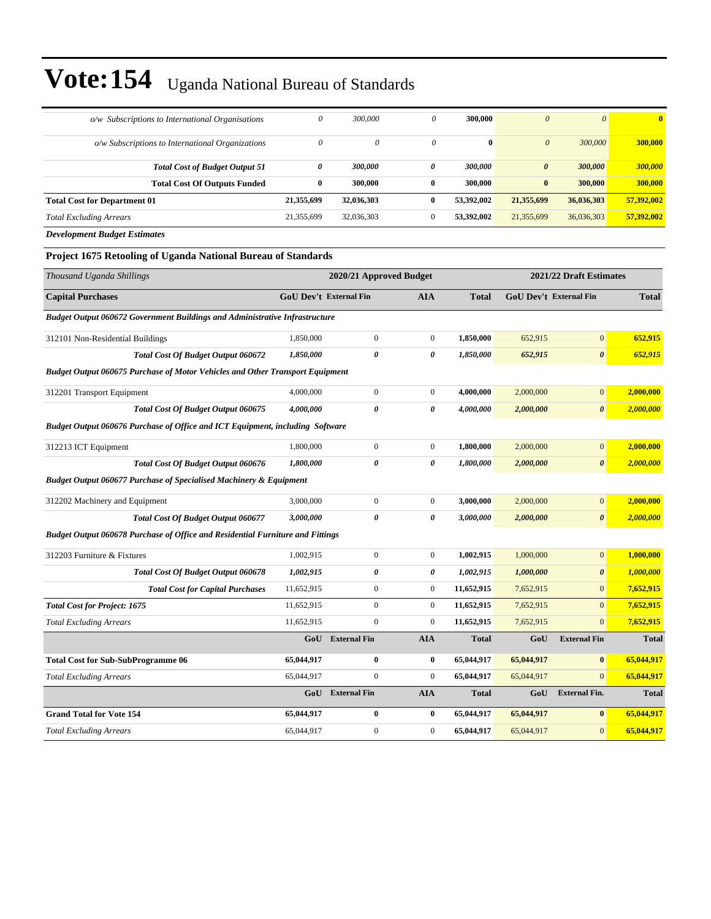# Vote:154 Uganda National Bureau of Standards

| | | | | | | | |
|---|---|---|---|---|---|---|---|
| *o/w Subscriptions to International Organisations* | *0* | *300,000* | *0* | **300,000** | *0* | *0* | **0** |
| *o/w Subscriptions to International Organizations* | *0* | *0* | *0* | **0** | *0* | *300,000* | **300,000** |
| ***Total Cost of Budget Output 51*** | ***0*** | ***300,000*** | ***0*** | ***300,000*** | ***0*** | ***300,000*** | ***300,000*** |
| **Total Cost Of Outputs Funded** | **0** | **300,000** | **0** | **300,000** | **0** | **300,000** | **300,000** |
| **Total Cost for Department 01** | **21,355,699** | **32,036,303** | **0** | **53,392,002** | **21,355,699** | **36,036,303** | **57,392,002** |
| *Total Excluding Arrears* | 21,355,699 | 32,036,303 | 0 | **53,392,002** | 21,355,699 | 36,036,303 | **57,392,002** |

***Development Budget Estimates***

### Project 1675 Retooling of Uganda National Bureau of Standards

| *Thousand Uganda Shillings* | 2020/21 Approved Budget | | | | 2021/22 Draft Estimates | | |
|---|---|---|---|---|---|---|---|
| **Capital Purchases** | **GoU Dev't** | **External Fin** | **AIA** | **Total** | **GoU Dev't** | **External Fin** | **Total** |
| ***Budget Output 060672 Government Buildings and Administrative Infrastructure*** | | | | | | | |
| 312101 Non-Residential Buildings | 1,850,000 | 0 | 0 | **1,850,000** | 652,915 | 0 | **652,915** |
| ***Total Cost Of Budget Output 060672*** | ***1,850,000*** | ***0*** | ***0*** | ***1,850,000*** | ***652,915*** | ***0*** | ***652,915*** |
| ***Budget Output 060675 Purchase of Motor Vehicles and Other Transport Equipment*** | | | | | | | |
| 312201 Transport Equipment | 4,000,000 | 0 | 0 | **4,000,000** | 2,000,000 | 0 | **2,000,000** |
| ***Total Cost Of Budget Output 060675*** | ***4,000,000*** | ***0*** | ***0*** | ***4,000,000*** | ***2,000,000*** | ***0*** | ***2,000,000*** |
| ***Budget Output 060676 Purchase of Office and ICT Equipment, including Software*** | | | | | | | |
| 312213 ICT Equipment | 1,800,000 | 0 | 0 | **1,800,000** | 2,000,000 | 0 | **2,000,000** |
| ***Total Cost Of Budget Output 060676*** | ***1,800,000*** | ***0*** | ***0*** | ***1,800,000*** | ***2,000,000*** | ***0*** | ***2,000,000*** |
| ***Budget Output 060677 Purchase of Specialised Machinery & Equipment*** | | | | | | | |
| 312202 Machinery and Equipment | 3,000,000 | 0 | 0 | **3,000,000** | 2,000,000 | 0 | **2,000,000** |
| ***Total Cost Of Budget Output 060677*** | ***3,000,000*** | ***0*** | ***0*** | ***3,000,000*** | ***2,000,000*** | ***0*** | ***2,000,000*** |
| ***Budget Output 060678 Purchase of Office and Residential Furniture and Fittings*** | | | | | | | |
| 312203 Furniture & Fixtures | 1,002,915 | 0 | 0 | **1,002,915** | 1,000,000 | 0 | **1,000,000** |
| ***Total Cost Of Budget Output 060678*** | ***1,002,915*** | ***0*** | ***0*** | ***1,002,915*** | ***1,000,000*** | ***0*** | ***1,000,000*** |
| ***Total Cost for Capital Purchases*** | 11,652,915 | 0 | 0 | **11,652,915** | 7,652,915 | 0 | **7,652,915** |
| ***Total Cost for Project: 1675*** | 11,652,915 | 0 | 0 | **11,652,915** | 7,652,915 | 0 | **7,652,915** |
| *Total Excluding Arrears* | 11,652,915 | 0 | 0 | **11,652,915** | 7,652,915 | 0 | **7,652,915** |
| | **GoU** | **External Fin** | **AIA** | **Total** | **GoU** | **External Fin** | **Total** |
| **Total Cost for Sub-SubProgramme 06** | **65,044,917** | **0** | **0** | **65,044,917** | **65,044,917** | **0** | **65,044,917** |
| *Total Excluding Arrears* | 65,044,917 | 0 | 0 | **65,044,917** | 65,044,917 | 0 | **65,044,917** |
| | **GoU** | **External Fin** | **AIA** | **Total** | **GoU** | **External Fin.** | **Total** |
| **Grand Total for Vote 154** | **65,044,917** | **0** | **0** | **65,044,917** | **65,044,917** | **0** | **65,044,917** |
| *Total Excluding Arrears* | 65,044,917 | 0 | 0 | **65,044,917** | 65,044,917 | 0 | **65,044,917** |